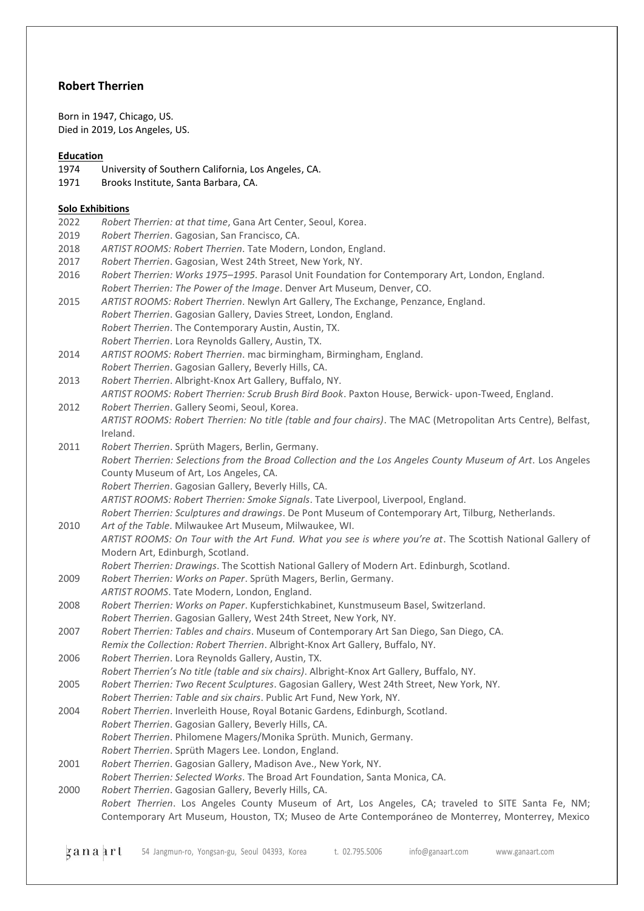## Robert Therrien

Born in 1947, Chicago, US.
Died in 2019, Los Angeles, US.

**Education**

1974 University of Southern California, Los Angeles, CA.
1971 Brooks Institute, Santa Barbara, CA.

**Solo Exhibitions**

2022 *Robert Therrien: at that time*, Gana Art Center, Seoul, Korea.

2019 *Robert Therrien*. Gagosian, San Francisco, CA.

2018 *ARTIST ROOMS: Robert Therrien*. Tate Modern, London, England.

2017 *Robert Therrien*. Gagosian, West 24th Street, New York, NY.

2016 *Robert Therrien: Works 1975–1995*. Parasol Unit Foundation for Contemporary Art, London, England.
*Robert Therrien: The Power of the Image*. Denver Art Museum, Denver, CO.

2015 *ARTIST ROOMS: Robert Therrien*. Newlyn Art Gallery, The Exchange, Penzance, England.
*Robert Therrien*. Gagosian Gallery, Davies Street, London, England.
*Robert Therrien*. The Contemporary Austin, Austin, TX.
*Robert Therrien*. Lora Reynolds Gallery, Austin, TX.

2014 *ARTIST ROOMS: Robert Therrien*. mac birmingham, Birmingham, England.
*Robert Therrien*. Gagosian Gallery, Beverly Hills, CA.

2013 *Robert Therrien*. Albright-Knox Art Gallery, Buffalo, NY.
*ARTIST ROOMS: Robert Therrien: Scrub Brush Bird Book*. Paxton House, Berwick- upon-Tweed, England.

2012 *Robert Therrien*. Gallery Seomi, Seoul, Korea.
*ARTIST ROOMS: Robert Therrien: No title (table and four chairs)*. The MAC (Metropolitan Arts Centre), Belfast, Ireland.

2011 *Robert Therrien*. Sprüth Magers, Berlin, Germany.
*Robert Therrien: Selections from the Broad Collection and the Los Angeles County Museum of Art*. Los Angeles County Museum of Art, Los Angeles, CA.
*Robert Therrien*. Gagosian Gallery, Beverly Hills, CA.
*ARTIST ROOMS: Robert Therrien: Smoke Signals*. Tate Liverpool, Liverpool, England.
*Robert Therrien: Sculptures and drawings*. De Pont Museum of Contemporary Art, Tilburg, Netherlands.

2010 *Art of the Table*. Milwaukee Art Museum, Milwaukee, WI.
*ARTIST ROOMS: On Tour with the Art Fund. What you see is where you're at*. The Scottish National Gallery of Modern Art, Edinburgh, Scotland.
*Robert Therrien: Drawings*. The Scottish National Gallery of Modern Art. Edinburgh, Scotland.

2009 *Robert Therrien: Works on Paper*. Sprüth Magers, Berlin, Germany.
*ARTIST ROOMS*. Tate Modern, London, England.

2008 *Robert Therrien: Works on Paper*. Kupferstichkabinet, Kunstmuseum Basel, Switzerland.
*Robert Therrien*. Gagosian Gallery, West 24th Street, New York, NY.

2007 *Robert Therrien: Tables and chairs*. Museum of Contemporary Art San Diego, San Diego, CA.
*Remix the Collection: Robert Therrien*. Albright-Knox Art Gallery, Buffalo, NY.

2006 *Robert Therrien*. Lora Reynolds Gallery, Austin, TX.
*Robert Therrien's No title (table and six chairs)*. Albright-Knox Art Gallery, Buffalo, NY.

2005 *Robert Therrien: Two Recent Sculptures*. Gagosian Gallery, West 24th Street, New York, NY.
*Robert Therrien: Table and six chairs*. Public Art Fund, New York, NY.

2004 *Robert Therrien*. Inverleith House, Royal Botanic Gardens, Edinburgh, Scotland.
*Robert Therrien*. Gagosian Gallery, Beverly Hills, CA.
*Robert Therrien*. Philomene Magers/Monika Sprüth. Munich, Germany.
*Robert Therrien*. Sprüth Magers Lee. London, England.

2001 *Robert Therrien*. Gagosian Gallery, Madison Ave., New York, NY.
*Robert Therrien: Selected Works*. The Broad Art Foundation, Santa Monica, CA.

2000 *Robert Therrien*. Gagosian Gallery, Beverly Hills, CA.
*Robert Therrien*. Los Angeles County Museum of Art, Los Angeles, CA; traveled to SITE Santa Fe, NM; Contemporary Art Museum, Houston, TX; Museo de Arte Contemporáneo de Monterrey, Monterrey, Mexico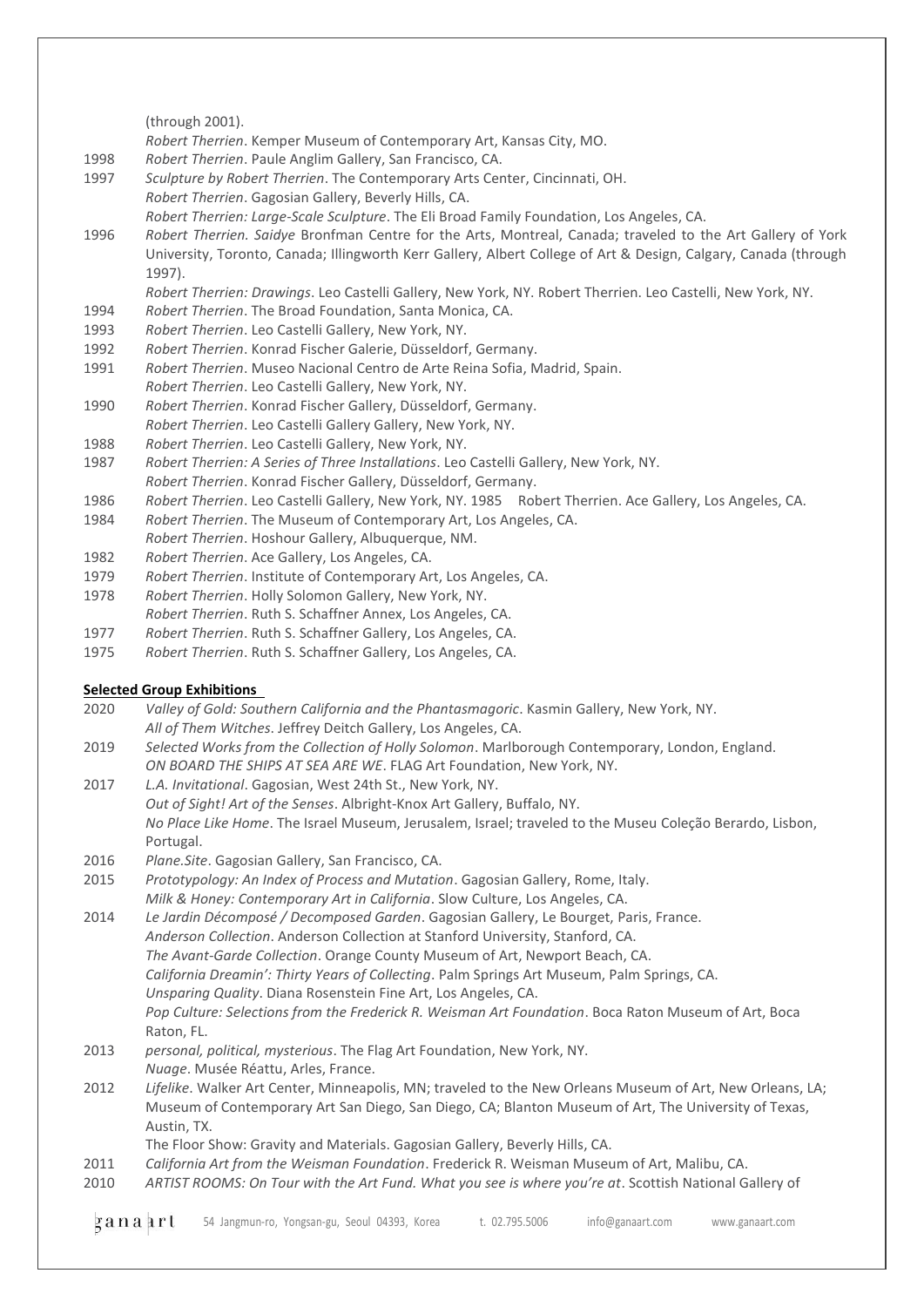(through 2001).

*Robert Therrien*. Kemper Museum of Contemporary Art, Kansas City, MO.

1998 *Robert Therrien*. Paule Anglim Gallery, San Francisco, CA.

1997 *Sculpture by Robert Therrien*. The Contemporary Arts Center, Cincinnati, OH.

*Robert Therrien*. Gagosian Gallery, Beverly Hills, CA.

*Robert Therrien: Large-Scale Sculpture*. The Eli Broad Family Foundation, Los Angeles, CA.

1996 *Robert Therrien. Saidye* Bronfman Centre for the Arts, Montreal, Canada; traveled to the Art Gallery of York University, Toronto, Canada; Illingworth Kerr Gallery, Albert College of Art & Design, Calgary, Canada (through 1997).

*Robert Therrien: Drawings*. Leo Castelli Gallery, New York, NY. Robert Therrien. Leo Castelli, New York, NY.

1994 *Robert Therrien*. The Broad Foundation, Santa Monica, CA.

1993 *Robert Therrien*. Leo Castelli Gallery, New York, NY.

1992 *Robert Therrien*. Konrad Fischer Galerie, Düsseldorf, Germany.

1991 *Robert Therrien*. Museo Nacional Centro de Arte Reina Sofia, Madrid, Spain.

*Robert Therrien*. Leo Castelli Gallery, New York, NY.

1990 *Robert Therrien*. Konrad Fischer Gallery, Düsseldorf, Germany.

*Robert Therrien*. Leo Castelli Gallery Gallery, New York, NY.

1988 *Robert Therrien*. Leo Castelli Gallery, New York, NY.

1987 *Robert Therrien: A Series of Three Installations*. Leo Castelli Gallery, New York, NY.

*Robert Therrien*. Konrad Fischer Gallery, Düsseldorf, Germany.

1986 *Robert Therrien*. Leo Castelli Gallery, New York, NY. 1985 Robert Therrien. Ace Gallery, Los Angeles, CA.

1984 *Robert Therrien*. The Museum of Contemporary Art, Los Angeles, CA.

*Robert Therrien*. Hoshour Gallery, Albuquerque, NM.

1982 *Robert Therrien*. Ace Gallery, Los Angeles, CA.

1979 *Robert Therrien*. Institute of Contemporary Art, Los Angeles, CA.

1978 *Robert Therrien*. Holly Solomon Gallery, New York, NY.

*Robert Therrien*. Ruth S. Schaffner Annex, Los Angeles, CA.

1977 *Robert Therrien*. Ruth S. Schaffner Gallery, Los Angeles, CA.

1975 *Robert Therrien*. Ruth S. Schaffner Gallery, Los Angeles, CA.

**Selected Group Exhibitions**

2020 *Valley of Gold: Southern California and the Phantasmagoric*. Kasmin Gallery, New York, NY.

*All of Them Witches*. Jeffrey Deitch Gallery, Los Angeles, CA.

2019 *Selected Works from the Collection of Holly Solomon*. Marlborough Contemporary, London, England.

*ON BOARD THE SHIPS AT SEA ARE WE*. FLAG Art Foundation, New York, NY.

2017 *L.A. Invitational*. Gagosian, West 24th St., New York, NY.

*Out of Sight! Art of the Senses*. Albright-Knox Art Gallery, Buffalo, NY.

*No Place Like Home*. The Israel Museum, Jerusalem, Israel; traveled to the Museu Coleção Berardo, Lisbon, Portugal.

2016 *Plane.Site*. Gagosian Gallery, San Francisco, CA.

2015 *Prototypology: An Index of Process and Mutation*. Gagosian Gallery, Rome, Italy.

*Milk & Honey: Contemporary Art in California*. Slow Culture, Los Angeles, CA.

2014 *Le Jardin Décomposé / Decomposed Garden*. Gagosian Gallery, Le Bourget, Paris, France.

*Anderson Collection*. Anderson Collection at Stanford University, Stanford, CA.

*The Avant-Garde Collection*. Orange County Museum of Art, Newport Beach, CA.

*California Dreamin': Thirty Years of Collecting*. Palm Springs Art Museum, Palm Springs, CA.

*Unsparing Quality*. Diana Rosenstein Fine Art, Los Angeles, CA.

*Pop Culture: Selections from the Frederick R. Weisman Art Foundation*. Boca Raton Museum of Art, Boca Raton, FL.

2013 *personal, political, mysterious*. The Flag Art Foundation, New York, NY.

*Nuage*. Musée Réattu, Arles, France.

2012 *Lifelike*. Walker Art Center, Minneapolis, MN; traveled to the New Orleans Museum of Art, New Orleans, LA; Museum of Contemporary Art San Diego, San Diego, CA; Blanton Museum of Art, The University of Texas, Austin, TX.

The Floor Show: Gravity and Materials. Gagosian Gallery, Beverly Hills, CA.

2011 *California Art from the Weisman Foundation*. Frederick R. Weisman Museum of Art, Malibu, CA.

2010 *ARTIST ROOMS: On Tour with the Art Fund. What you see is where you're at*. Scottish National Gallery of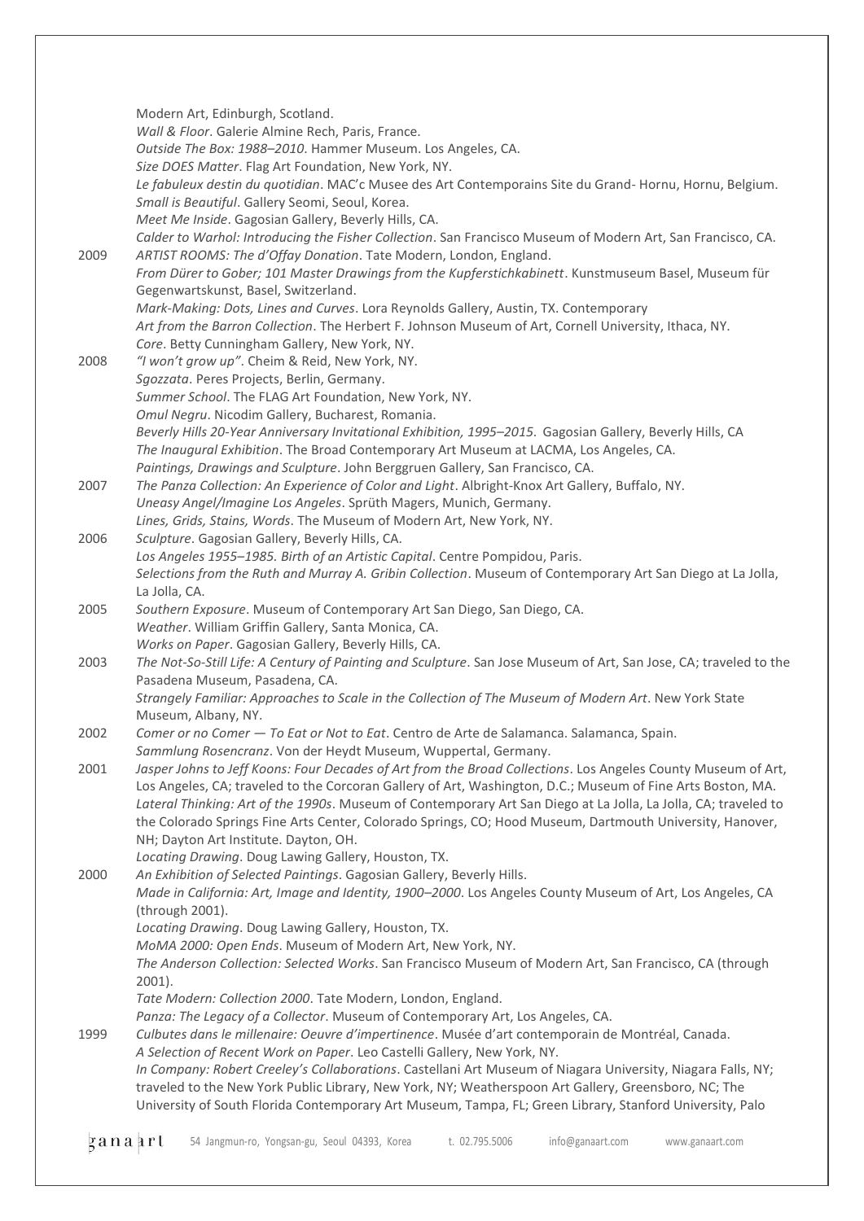Modern Art, Edinburgh, Scotland.
*Wall & Floor*. Galerie Almine Rech, Paris, France.
*Outside The Box: 1988–2010*. Hammer Museum. Los Angeles, CA.
*Size DOES Matter*. Flag Art Foundation, New York, NY.
*Le fabuleux destin du quotidian*. MAC'c Musee des Art Contemporains Site du Grand- Hornu, Hornu, Belgium.
*Small is Beautiful*. Gallery Seomi, Seoul, Korea.
*Meet Me Inside*. Gagosian Gallery, Beverly Hills, CA.
*Calder to Warhol: Introducing the Fisher Collection*. San Francisco Museum of Modern Art, San Francisco, CA.

2009 *ARTIST ROOMS: The d'Offay Donation*. Tate Modern, London, England.
*From Dürer to Gober; 101 Master Drawings from the Kupferstichkabinett*. Kunstmuseum Basel, Museum für Gegenwartskunst, Basel, Switzerland.
*Mark-Making: Dots, Lines and Curves*. Lora Reynolds Gallery, Austin, TX. Contemporary
*Art from the Barron Collection*. The Herbert F. Johnson Museum of Art, Cornell University, Ithaca, NY.
*Core*. Betty Cunningham Gallery, New York, NY.

2008 *"I won't grow up"*. Cheim & Reid, New York, NY.
*Sgozzata*. Peres Projects, Berlin, Germany.
*Summer School*. The FLAG Art Foundation, New York, NY.
*Omul Negru*. Nicodim Gallery, Bucharest, Romania.
*Beverly Hills 20-Year Anniversary Invitational Exhibition, 1995–2015*. Gagosian Gallery, Beverly Hills, CA
*The Inaugural Exhibition*. The Broad Contemporary Art Museum at LACMA, Los Angeles, CA.
*Paintings, Drawings and Sculpture*. John Berggruen Gallery, San Francisco, CA.

2007 *The Panza Collection: An Experience of Color and Light*. Albright-Knox Art Gallery, Buffalo, NY.
*Uneasy Angel/Imagine Los Angeles*. Sprüth Magers, Munich, Germany.
*Lines, Grids, Stains, Words*. The Museum of Modern Art, New York, NY.

2006 *Sculpture*. Gagosian Gallery, Beverly Hills, CA.
*Los Angeles 1955–1985. Birth of an Artistic Capital*. Centre Pompidou, Paris.
*Selections from the Ruth and Murray A. Gribin Collection*. Museum of Contemporary Art San Diego at La Jolla, La Jolla, CA.

2005 *Southern Exposure*. Museum of Contemporary Art San Diego, San Diego, CA.
*Weather*. William Griffin Gallery, Santa Monica, CA.
*Works on Paper*. Gagosian Gallery, Beverly Hills, CA.

2003 *The Not-So-Still Life: A Century of Painting and Sculpture*. San Jose Museum of Art, San Jose, CA; traveled to the Pasadena Museum, Pasadena, CA.
*Strangely Familiar: Approaches to Scale in the Collection of The Museum of Modern Art*. New York State Museum, Albany, NY.

2002 *Comer or no Comer — To Eat or Not to Eat*. Centro de Arte de Salamanca. Salamanca, Spain.
*Sammlung Rosencranz*. Von der Heydt Museum, Wuppertal, Germany.

2001 *Jasper Johns to Jeff Koons: Four Decades of Art from the Broad Collections*. Los Angeles County Museum of Art, Los Angeles, CA; traveled to the Corcoran Gallery of Art, Washington, D.C.; Museum of Fine Arts Boston, MA.
*Lateral Thinking: Art of the 1990s*. Museum of Contemporary Art San Diego at La Jolla, La Jolla, CA; traveled to the Colorado Springs Fine Arts Center, Colorado Springs, CO; Hood Museum, Dartmouth University, Hanover, NH; Dayton Art Institute. Dayton, OH.
*Locating Drawing*. Doug Lawing Gallery, Houston, TX.

2000 *An Exhibition of Selected Paintings*. Gagosian Gallery, Beverly Hills.
*Made in California: Art, Image and Identity, 1900–2000*. Los Angeles County Museum of Art, Los Angeles, CA (through 2001).
*Locating Drawing*. Doug Lawing Gallery, Houston, TX.
*MoMA 2000: Open Ends*. Museum of Modern Art, New York, NY.
*The Anderson Collection: Selected Works*. San Francisco Museum of Modern Art, San Francisco, CA (through 2001).
*Tate Modern: Collection 2000*. Tate Modern, London, England.
*Panza: The Legacy of a Collector*. Museum of Contemporary Art, Los Angeles, CA.

1999 *Culbutes dans le millenaire: Oeuvre d'impertinence*. Musée d'art contemporain de Montréal, Canada.
*A Selection of Recent Work on Paper*. Leo Castelli Gallery, New York, NY.
*In Company: Robert Creeley's Collaborations*. Castellani Art Museum of Niagara University, Niagara Falls, NY; traveled to the New York Public Library, New York, NY; Weatherspoon Art Gallery, Greensboro, NC; The University of South Florida Contemporary Art Museum, Tampa, FL; Green Library, Stanford University, Palo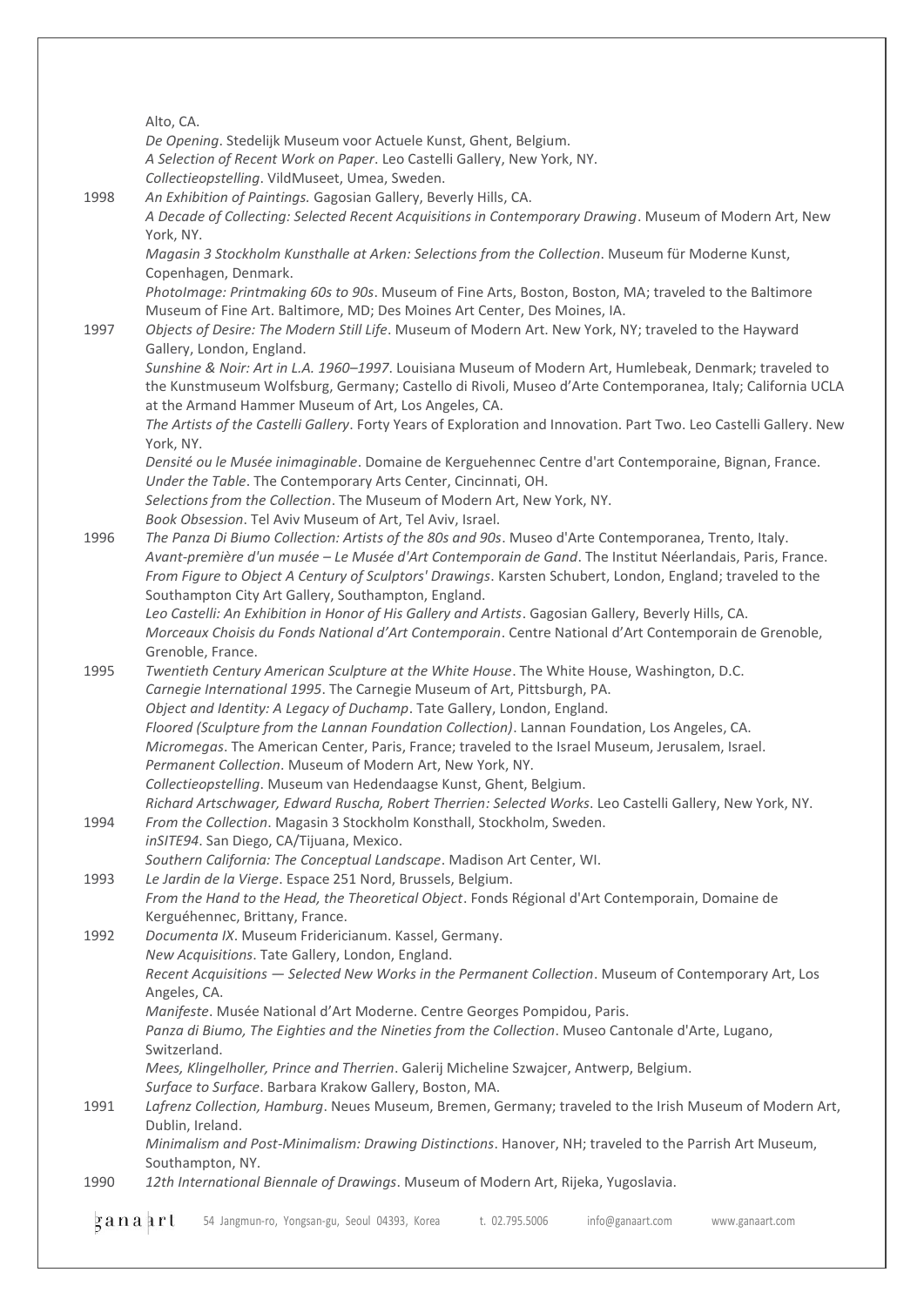Alto, CA.
*De Opening*. Stedelijk Museum voor Actuele Kunst, Ghent, Belgium.
*A Selection of Recent Work on Paper*. Leo Castelli Gallery, New York, NY.
*Collectieopstelling*. VildMuseet, Umea, Sweden.

1998 *An Exhibition of Paintings.* Gagosian Gallery, Beverly Hills, CA.
*A Decade of Collecting: Selected Recent Acquisitions in Contemporary Drawing*. Museum of Modern Art, New York, NY.
*Magasin 3 Stockholm Kunsthalle at Arken: Selections from the Collection*. Museum für Moderne Kunst, Copenhagen, Denmark.
*PhotoImage: Printmaking 60s to 90s*. Museum of Fine Arts, Boston, Boston, MA; traveled to the Baltimore Museum of Fine Art. Baltimore, MD; Des Moines Art Center, Des Moines, IA.

1997 *Objects of Desire: The Modern Still Life*. Museum of Modern Art. New York, NY; traveled to the Hayward Gallery, London, England.
*Sunshine & Noir: Art in L.A. 1960–1997*. Louisiana Museum of Modern Art, Humlebeak, Denmark; traveled to the Kunstmuseum Wolfsburg, Germany; Castello di Rivoli, Museo d'Arte Contemporanea, Italy; California UCLA at the Armand Hammer Museum of Art, Los Angeles, CA.
*The Artists of the Castelli Gallery*. Forty Years of Exploration and Innovation. Part Two. Leo Castelli Gallery. New York, NY.
*Densité ou le Musée inimaginable*. Domaine de Kerguehennec Centre d'art Contemporaine, Bignan, France.
*Under the Table*. The Contemporary Arts Center, Cincinnati, OH.
*Selections from the Collection*. The Museum of Modern Art, New York, NY.
*Book Obsession*. Tel Aviv Museum of Art, Tel Aviv, Israel.

1996 *The Panza Di Biumo Collection: Artists of the 80s and 90s*. Museo d'Arte Contemporanea, Trento, Italy.
*Avant-première d'un musée – Le Musée d'Art Contemporain de Gand*. The Institut Néerlandais, Paris, France.
*From Figure to Object A Century of Sculptors' Drawings*. Karsten Schubert, London, England; traveled to the Southampton City Art Gallery, Southampton, England.
*Leo Castelli: An Exhibition in Honor of His Gallery and Artists*. Gagosian Gallery, Beverly Hills, CA.
*Morceaux Choisis du Fonds National d'Art Contemporain*. Centre National d'Art Contemporain de Grenoble, Grenoble, France.

1995 *Twentieth Century American Sculpture at the White House*. The White House, Washington, D.C.
*Carnegie International 1995*. The Carnegie Museum of Art, Pittsburgh, PA.
*Object and Identity: A Legacy of Duchamp*. Tate Gallery, London, England.
*Floored (Sculpture from the Lannan Foundation Collection)*. Lannan Foundation, Los Angeles, CA.
*Micromegas*. The American Center, Paris, France; traveled to the Israel Museum, Jerusalem, Israel.
*Permanent Collection*. Museum of Modern Art, New York, NY.
*Collectieopstelling*. Museum van Hedendaagse Kunst, Ghent, Belgium.
*Richard Artschwager, Edward Ruscha, Robert Therrien: Selected Works*. Leo Castelli Gallery, New York, NY.

1994 *From the Collection*. Magasin 3 Stockholm Konsthall, Stockholm, Sweden.
*inSITE94*. San Diego, CA/Tijuana, Mexico.
*Southern California: The Conceptual Landscape*. Madison Art Center, WI.

1993 *Le Jardin de la Vierge*. Espace 251 Nord, Brussels, Belgium.
*From the Hand to the Head, the Theoretical Object*. Fonds Régional d'Art Contemporain, Domaine de Kerguéhennec, Brittany, France.

1992 *Documenta IX*. Museum Fridericianum. Kassel, Germany.
*New Acquisitions*. Tate Gallery, London, England.
*Recent Acquisitions — Selected New Works in the Permanent Collection*. Museum of Contemporary Art, Los Angeles, CA.
*Manifeste*. Musée National d'Art Moderne. Centre Georges Pompidou, Paris.
*Panza di Biumo, The Eighties and the Nineties from the Collection*. Museo Cantonale d'Arte, Lugano, Switzerland.
*Mees, Klingelholler, Prince and Therrien*. Galerij Micheline Szwajcer, Antwerp, Belgium.
*Surface to Surface*. Barbara Krakow Gallery, Boston, MA.

1991 *Lafrenz Collection, Hamburg*. Neues Museum, Bremen, Germany; traveled to the Irish Museum of Modern Art, Dublin, Ireland.
*Minimalism and Post-Minimalism: Drawing Distinctions*. Hanover, NH; traveled to the Parrish Art Museum, Southampton, NY.

1990 *12th International Biennale of Drawings*. Museum of Modern Art, Rijeka, Yugoslavia.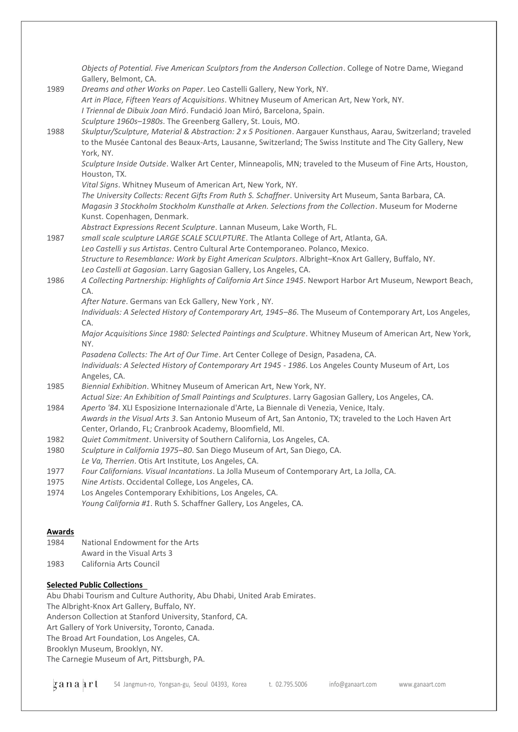*Objects of Potential. Five American Sculptors from the Anderson Collection*. College of Notre Dame, Wiegand Gallery, Belmont, CA.

1989 *Dreams and other Works on Paper*. Leo Castelli Gallery, New York, NY.
*Art in Place, Fifteen Years of Acquisitions*. Whitney Museum of American Art, New York, NY.
*I Triennal de Dibuix Joan Miró*. Fundació Joan Miró, Barcelona, Spain.
*Sculpture 1960s–1980s*. The Greenberg Gallery, St. Louis, MO.

1988 *Skulptur/Sculpture, Material & Abstraction: 2 x 5 Positionen*. Aargauer Kunsthaus, Aarau, Switzerland; traveled to the Musée Cantonal des Beaux-Arts, Lausanne, Switzerland; The Swiss Institute and The City Gallery, New York, NY.
*Sculpture Inside Outside*. Walker Art Center, Minneapolis, MN; traveled to the Museum of Fine Arts, Houston, Houston, TX.
*Vital Signs*. Whitney Museum of American Art, New York, NY.
*The University Collects: Recent Gifts From Ruth S. Schaffner*. University Art Museum, Santa Barbara, CA.
*Magasin 3 Stockholm Stockholm Kunsthalle at Arken. Selections from the Collection*. Museum for Moderne Kunst. Copenhagen, Denmark.
*Abstract Expressions Recent Sculpture*. Lannan Museum, Lake Worth, FL.

1987 *small scale sculpture LARGE SCALE SCULPTURE*. The Atlanta College of Art, Atlanta, GA.
*Leo Castelli y sus Artistas*. Centro Cultural Arte Contemporaneo. Polanco, Mexico.
*Structure to Resemblance: Work by Eight American Sculptors*. Albright–Knox Art Gallery, Buffalo, NY.
*Leo Castelli at Gagosian*. Larry Gagosian Gallery, Los Angeles, CA.

1986 *A Collecting Partnership: Highlights of California Art Since 1945*. Newport Harbor Art Museum, Newport Beach, CA.
*After Nature*. Germans van Eck Gallery, New York , NY.
*Individuals: A Selected History of Contemporary Art, 1945–86*. The Museum of Contemporary Art, Los Angeles, CA.
*Major Acquisitions Since 1980: Selected Paintings and Sculpture*. Whitney Museum of American Art, New York, NY.
*Pasadena Collects: The Art of Our Time*. Art Center College of Design, Pasadena, CA.
*Individuals: A Selected History of Contemporary Art 1945 - 1986*. Los Angeles County Museum of Art, Los Angeles, CA.

1985 *Biennial Exhibition*. Whitney Museum of American Art, New York, NY.
*Actual Size: An Exhibition of Small Paintings and Sculptures*. Larry Gagosian Gallery, Los Angeles, CA.

1984 *Aperto '84*. XLI Esposizione Internazionale d'Arte, La Biennale di Venezia, Venice, Italy.
*Awards in the Visual Arts 3*. San Antonio Museum of Art, San Antonio, TX; traveled to the Loch Haven Art Center, Orlando, FL; Cranbrook Academy, Bloomfield, MI.

1982 *Quiet Commitment*. University of Southern California, Los Angeles, CA.

1980 *Sculpture in California 1975–80*. San Diego Museum of Art, San Diego, CA.
*Le Va, Therrien*. Otis Art Institute, Los Angeles, CA.

1977 *Four Californians. Visual Incantations*. La Jolla Museum of Contemporary Art, La Jolla, CA.

1975 *Nine Artists*. Occidental College, Los Angeles, CA.

1974 Los Angeles Contemporary Exhibitions, Los Angeles, CA.
*Young California #1*. Ruth S. Schaffner Gallery, Los Angeles, CA.

## Awards

1984 National Endowment for the Arts
Award in the Visual Arts 3

1983 California Arts Council

## Selected Public Collections

Abu Dhabi Tourism and Culture Authority, Abu Dhabi, United Arab Emirates.
The Albright-Knox Art Gallery, Buffalo, NY.
Anderson Collection at Stanford University, Stanford, CA.
Art Gallery of York University, Toronto, Canada.
The Broad Art Foundation, Los Angeles, CA.
Brooklyn Museum, Brooklyn, NY.
The Carnegie Museum of Art, Pittsburgh, PA.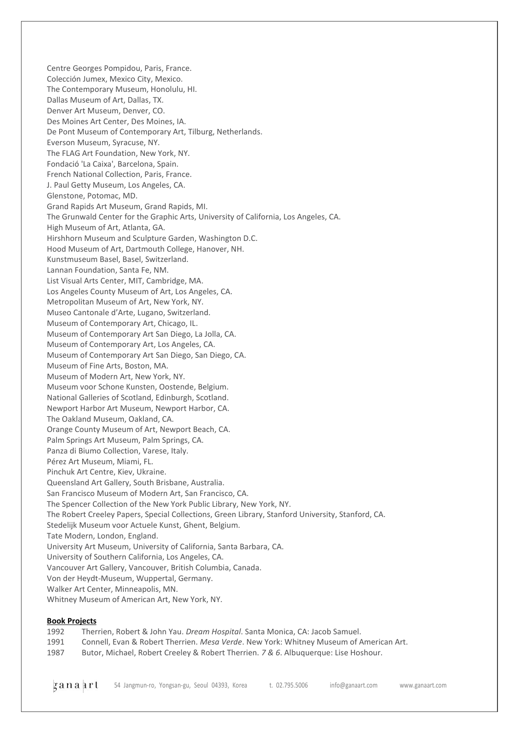Centre Georges Pompidou, Paris, France.
Colección Jumex, Mexico City, Mexico.
The Contemporary Museum, Honolulu, HI.
Dallas Museum of Art, Dallas, TX.
Denver Art Museum, Denver, CO.
Des Moines Art Center, Des Moines, IA.
De Pont Museum of Contemporary Art, Tilburg, Netherlands.
Everson Museum, Syracuse, NY.
The FLAG Art Foundation, New York, NY.
Fondació 'La Caixa', Barcelona, Spain.
French National Collection, Paris, France.
J. Paul Getty Museum, Los Angeles, CA.
Glenstone, Potomac, MD.
Grand Rapids Art Museum, Grand Rapids, MI.
The Grunwald Center for the Graphic Arts, University of California, Los Angeles, CA.
High Museum of Art, Atlanta, GA.
Hirshhorn Museum and Sculpture Garden, Washington D.C.
Hood Museum of Art, Dartmouth College, Hanover, NH.
Kunstmuseum Basel, Basel, Switzerland.
Lannan Foundation, Santa Fe, NM.
List Visual Arts Center, MIT, Cambridge, MA.
Los Angeles County Museum of Art, Los Angeles, CA.
Metropolitan Museum of Art, New York, NY.
Museo Cantonale d'Arte, Lugano, Switzerland.
Museum of Contemporary Art, Chicago, IL.
Museum of Contemporary Art San Diego, La Jolla, CA.
Museum of Contemporary Art, Los Angeles, CA.
Museum of Contemporary Art San Diego, San Diego, CA.
Museum of Fine Arts, Boston, MA.
Museum of Modern Art, New York, NY.
Museum voor Schone Kunsten, Oostende, Belgium.
National Galleries of Scotland, Edinburgh, Scotland.
Newport Harbor Art Museum, Newport Harbor, CA.
The Oakland Museum, Oakland, CA.
Orange County Museum of Art, Newport Beach, CA.
Palm Springs Art Museum, Palm Springs, CA.
Panza di Biumo Collection, Varese, Italy.
Pérez Art Museum, Miami, FL.
Pinchuk Art Centre, Kiev, Ukraine.
Queensland Art Gallery, South Brisbane, Australia.
San Francisco Museum of Modern Art, San Francisco, CA.
The Spencer Collection of the New York Public Library, New York, NY.
The Robert Creeley Papers, Special Collections, Green Library, Stanford University, Stanford, CA.
Stedelijk Museum voor Actuele Kunst, Ghent, Belgium.
Tate Modern, London, England.
University Art Museum, University of California, Santa Barbara, CA.
University of Southern California, Los Angeles, CA.
Vancouver Art Gallery, Vancouver, British Columbia, Canada.
Von der Heydt-Museum, Wuppertal, Germany.
Walker Art Center, Minneapolis, MN.
Whitney Museum of American Art, New York, NY.

**Book Projects**

1992 Therrien, Robert & John Yau. *Dream Hospital*. Santa Monica, CA: Jacob Samuel.
1991 Connell, Evan & Robert Therrien. *Mesa Verde*. New York: Whitney Museum of American Art.
1987 Butor, Michael, Robert Creeley & Robert Therrien. *7 & 6*. Albuquerque: Lise Hoshour.